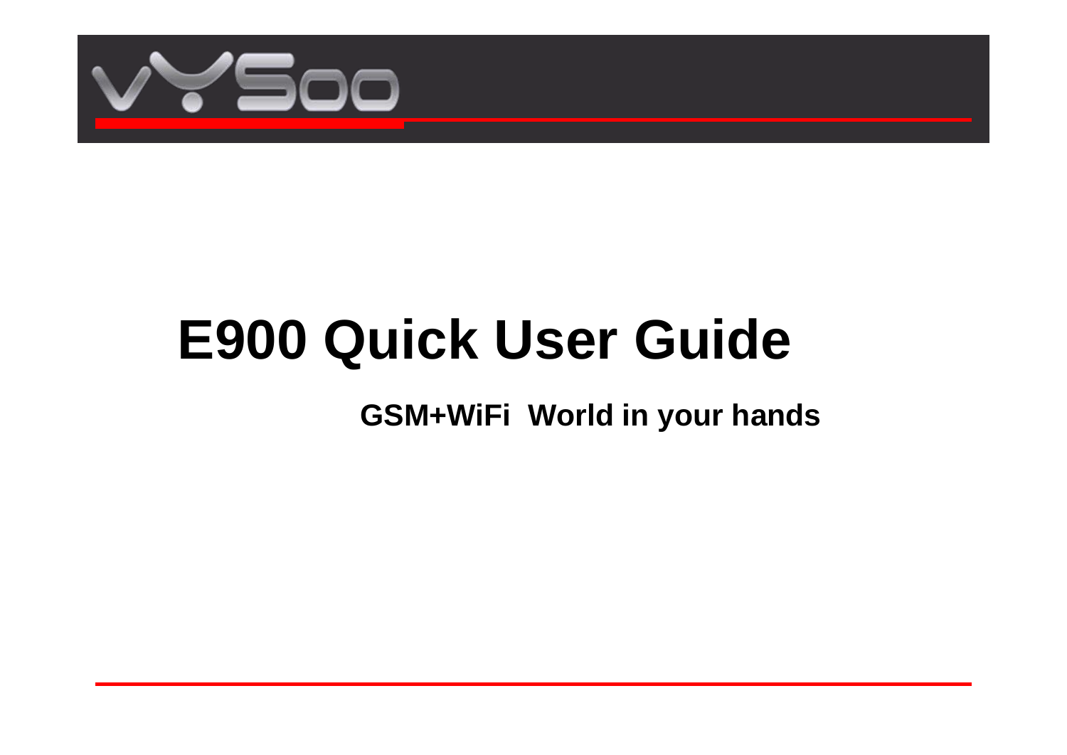# E900 Quick User Guide

**GSM+WiFi World in your hands**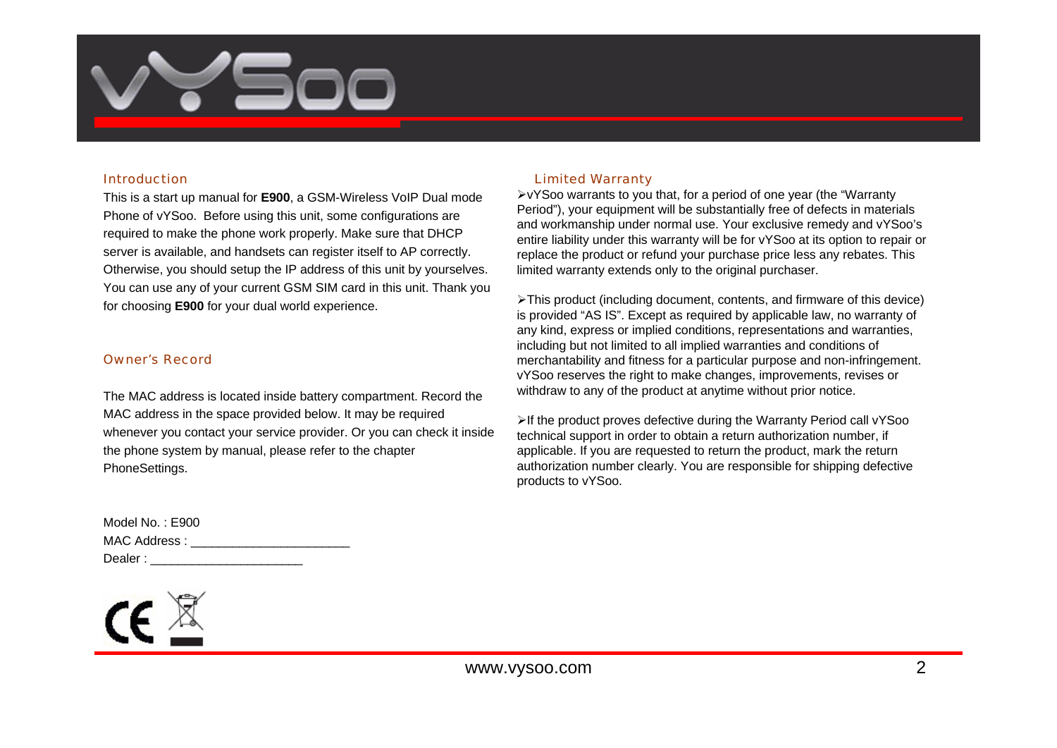## Introduction

This is a start up manual for **E900**, a GSM-Wireless VoIP Dual mode Phone of vYSoo. Before using this unit, some configurations are required to make the phone work properly. Make sure that DHCP server is available, and handsets can register itself to AP correctly. Otherwise, you should setup the IP address of this unit by yourselves. You can use any of your current GSM SIM card in this unit. Thank you for choosing **E900** for your dual world experience.

## Owner's Record

The MAC address is located inside battery compartment. Record the MAC address in the space provided below. It may be required whenever you contact your service provider. Or you can check it inside the phone system by manual, please refer to the chapter PhoneSettings.

Model No. : E900
MAC Address : ______________________
Dealer : _____________________

## Limited Warranty

- vYSoo warrants to you that, for a period of one year (the "Warranty Period"), your equipment will be substantially free of defects in materials and workmanship under normal use. Your exclusive remedy and vYSoo's entire liability under this warranty will be for vYSoo at its option to repair or replace the product or refund your purchase price less any rebates. This limited warranty extends only to the original purchaser.

- This product (including document, contents, and firmware of this device) is provided "AS IS". Except as required by applicable law, no warranty of any kind, express or implied conditions, representations and warranties, including but not limited to all implied warranties and conditions of merchantability and fitness for a particular purpose and non-infringement. vYSoo reserves the right to make changes, improvements, revises or withdraw to any of the product at anytime without prior notice.

- If the product proves defective during the Warranty Period call vYSoo technical support in order to obtain a return authorization number, if applicable. If you are requested to return the product, mark the return authorization number clearly. You are responsible for shipping defective products to vYSoo.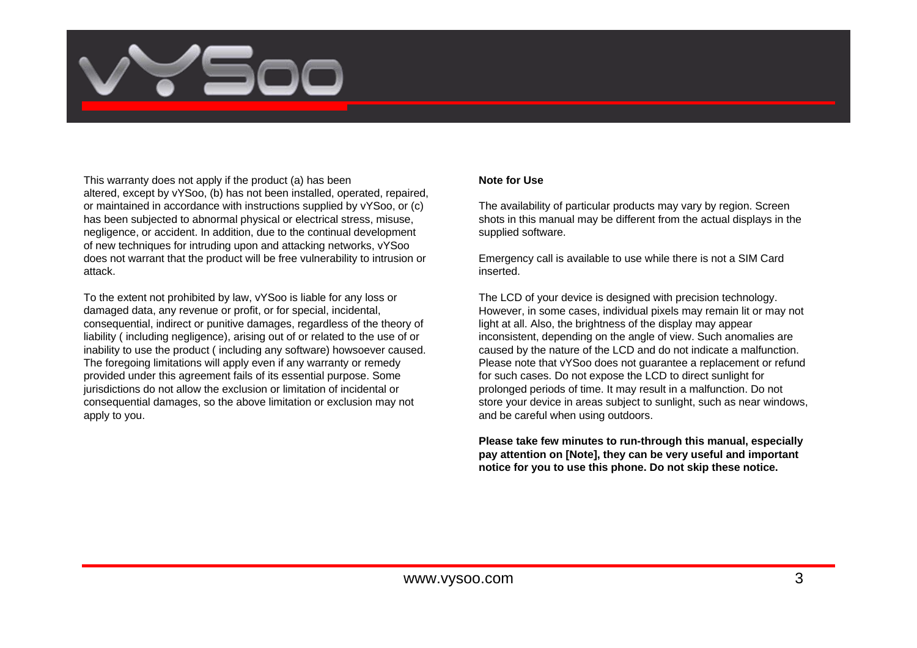This warranty does not apply if the product (a) has been altered, except by vYSoo, (b) has not been installed, operated, repaired, or maintained in accordance with instructions supplied by vYSoo, or (c) has been subjected to abnormal physical or electrical stress, misuse, negligence, or accident. In addition, due to the continual development of new techniques for intruding upon and attacking networks, vYSoo does not warrant that the product will be free vulnerability to intrusion or attack.

To the extent not prohibited by law, vYSoo is liable for any loss or damaged data, any revenue or profit, or for special, incidental, consequential, indirect or punitive damages, regardless of the theory of liability ( including negligence), arising out of or related to the use of or inability to use the product ( including any software) howsoever caused. The foregoing limitations will apply even if any warranty or remedy provided under this agreement fails of its essential purpose. Some jurisdictions do not allow the exclusion or limitation of incidental or consequential damages, so the above limitation or exclusion may not apply to you.

**Note for Use**

The availability of particular products may vary by region. Screen shots in this manual may be different from the actual displays in the supplied software.

Emergency call is available to use while there is not a SIM Card inserted.

The LCD of your device is designed with precision technology. However, in some cases, individual pixels may remain lit or may not light at all. Also, the brightness of the display may appear inconsistent, depending on the angle of view. Such anomalies are caused by the nature of the LCD and do not indicate a malfunction. Please note that vYSoo does not guarantee a replacement or refund for such cases. Do not expose the LCD to direct sunlight for prolonged periods of time. It may result in a malfunction. Do not store your device in areas subject to sunlight, such as near windows, and be careful when using outdoors.

**Please take few minutes to run-through this manual, especially pay attention on [Note], they can be very useful and important notice for you to use this phone. Do not skip these notice.**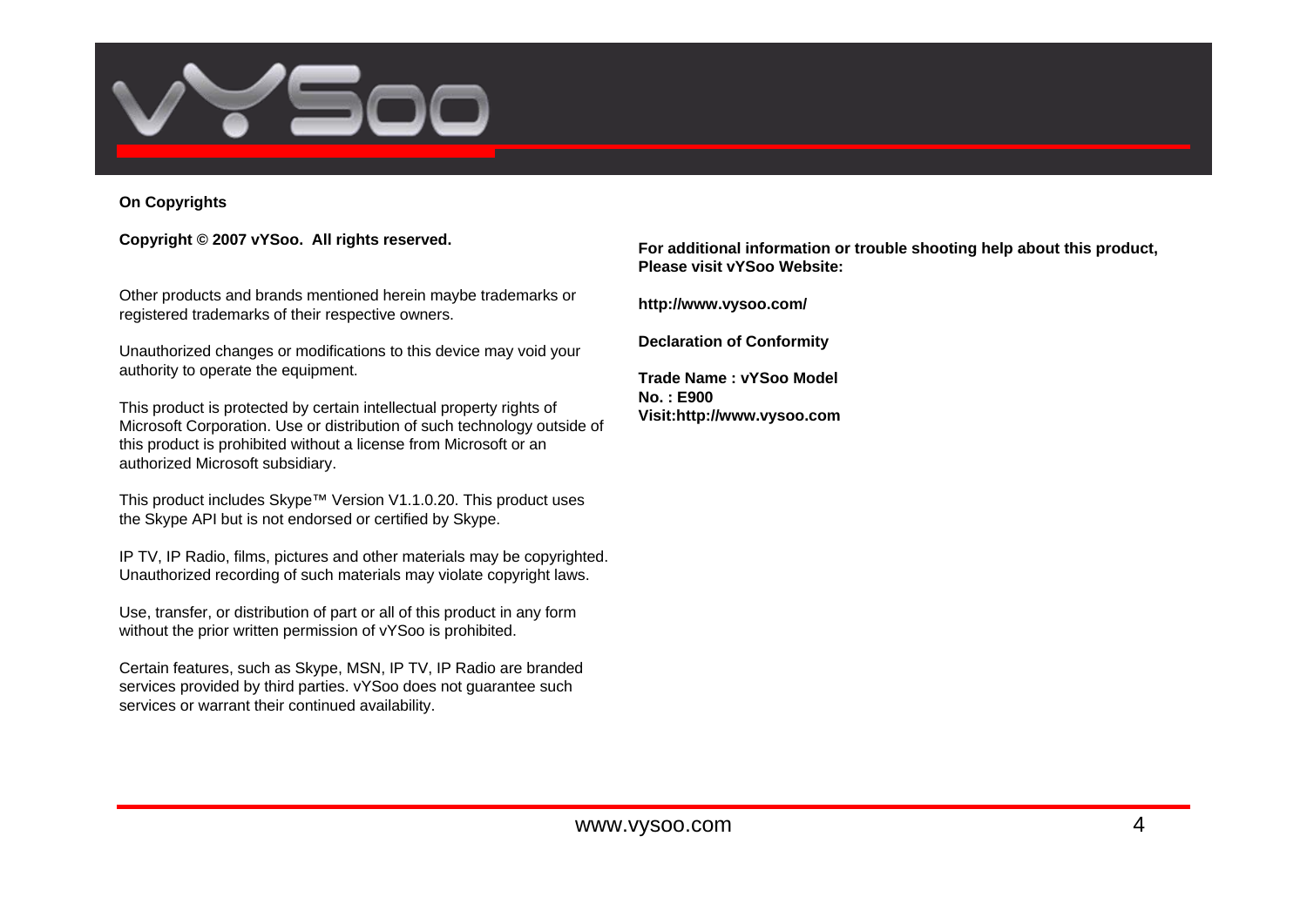## On Copyrights

**Copyright © 2007 vYSoo. All rights reserved.**

Other products and brands mentioned herein maybe trademarks or registered trademarks of their respective owners.

Unauthorized changes or modifications to this device may void your authority to operate the equipment.

This product is protected by certain intellectual property rights of Microsoft Corporation. Use or distribution of such technology outside of this product is prohibited without a license from Microsoft or an authorized Microsoft subsidiary.

This product includes Skype™ Version V1.1.0.20. This product uses the Skype API but is not endorsed or certified by Skype.

IP TV, IP Radio, films, pictures and other materials may be copyrighted. Unauthorized recording of such materials may violate copyright laws.

Use, transfer, or distribution of part or all of this product in any form without the prior written permission of vYSoo is prohibited.

Certain features, such as Skype, MSN, IP TV, IP Radio are branded services provided by third parties. vYSoo does not guarantee such services or warrant their continued availability.

**For additional information or trouble shooting help about this product, Please visit vYSoo Website:**

**http://www.vysoo.com/**

**Declaration of Conformity**

**Trade Name : vYSoo Model No. : E900**
**Visit:http://www.vysoo.com**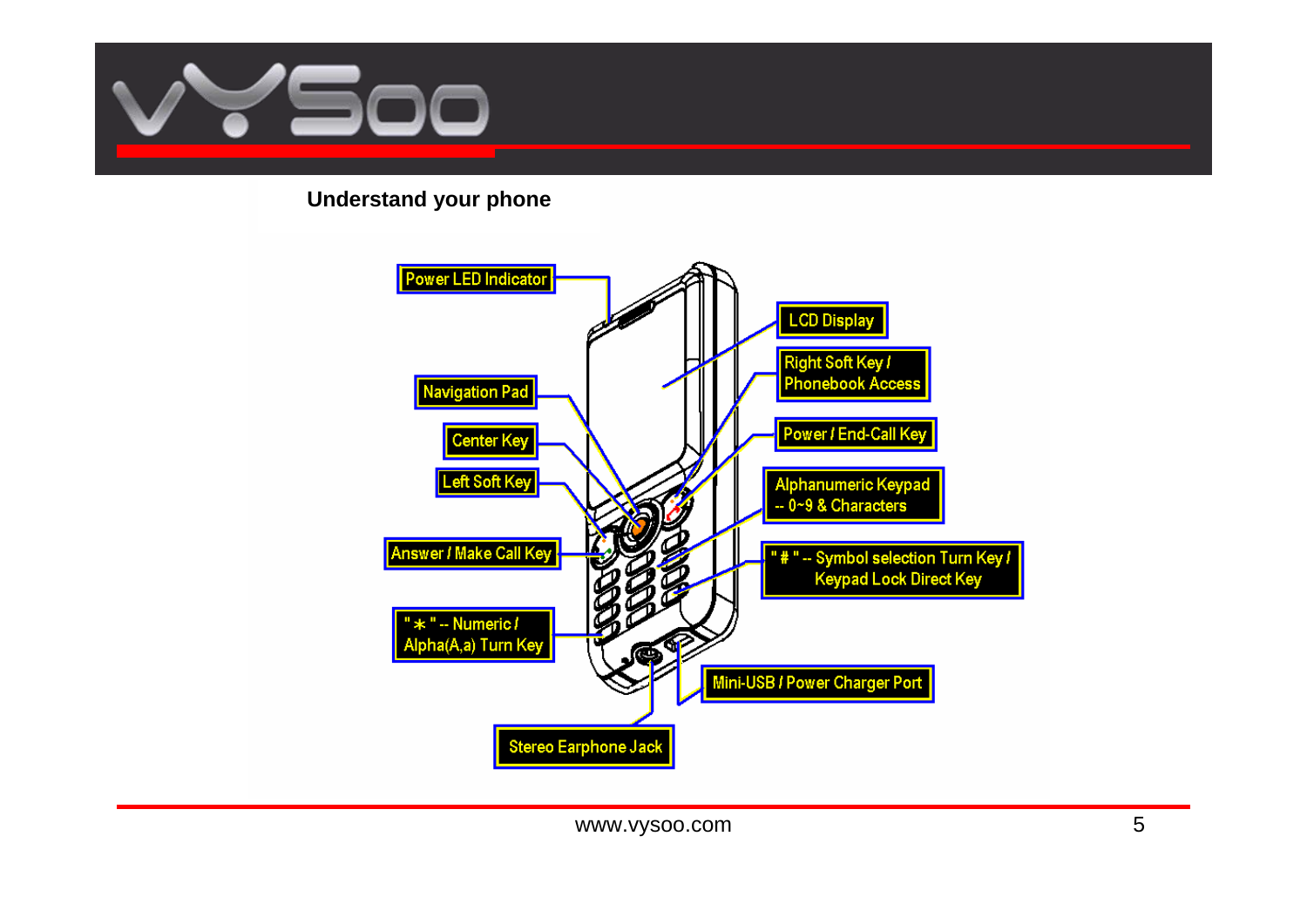## Understand your phone

- Power LED Indicator
- LCD Display
- Right Soft Key / Phonebook Access
- Navigation Pad
- Center Key
- Power / End-Call Key
- Left Soft Key
- Alphanumeric Keypad -- 0~9 & Characters
- Answer / Make Call Key
- " # " -- Symbol selection Turn Key / Keypad Lock Direct Key
- " * " -- Numeric / Alpha(A,a) Turn Key
- Mini-USB / Power Charger Port
- Stereo Earphone Jack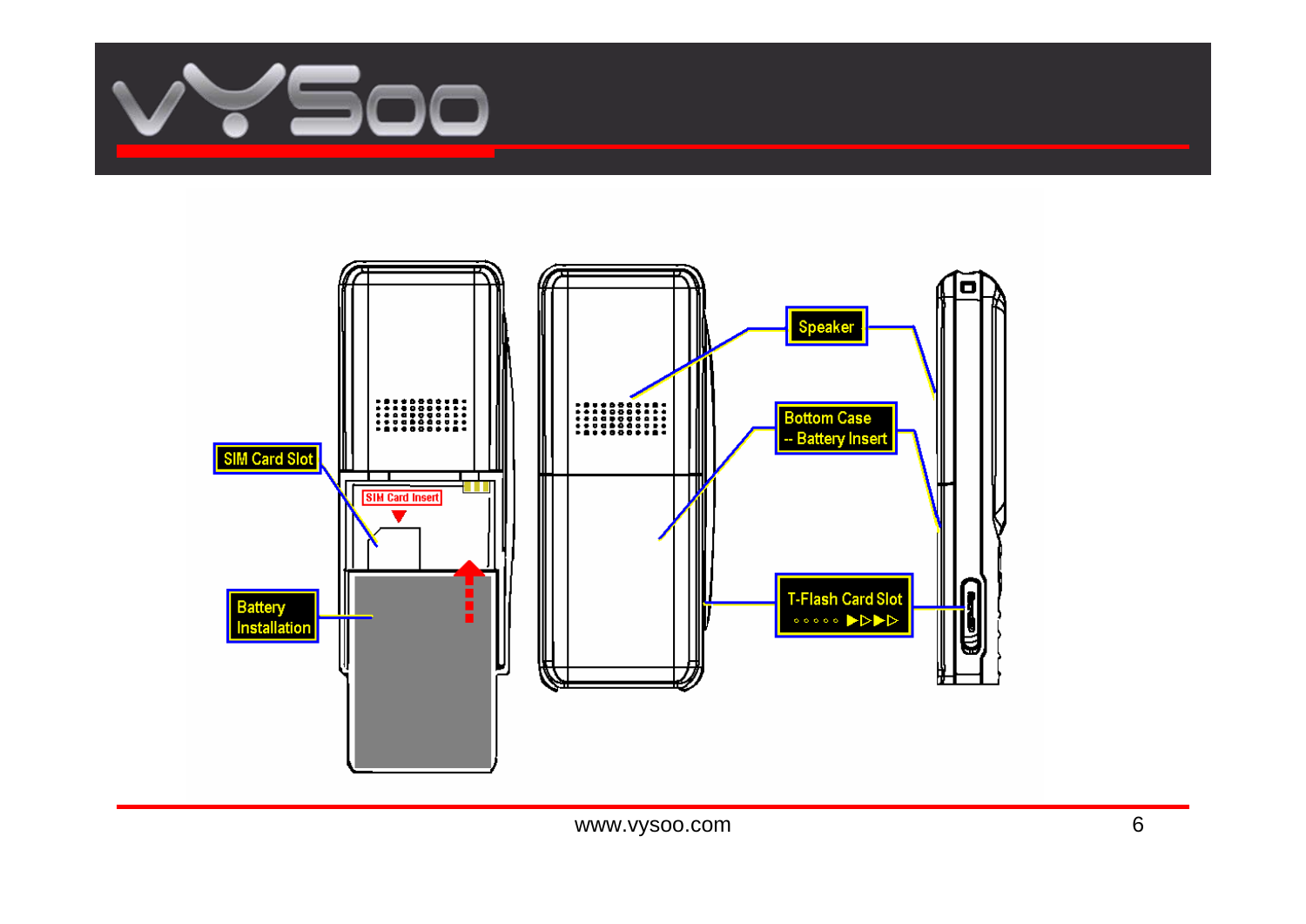SIM Card Slot

SIM Card Insert

Battery Installation

Speaker

Bottom Case
-- Battery Insert

T-Flash Card Slot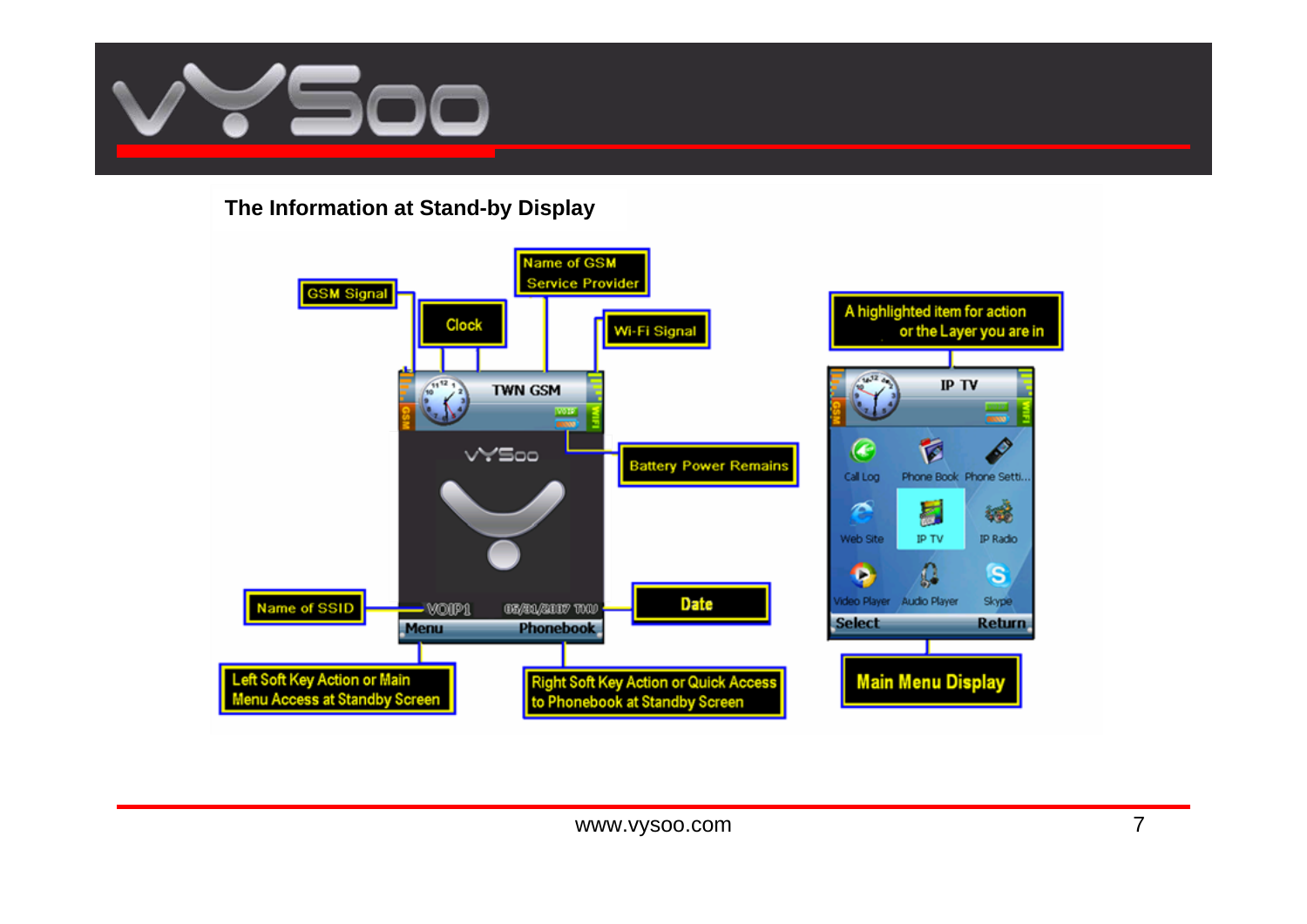## The Information at Stand-by Display

GSM Signal

Clock

Name of GSM Service Provider

Wi-Fi Signal

Battery Power Remains

Name of SSID

Date

Left Soft Key Action or Main Menu Access at Standby Screen

Right Soft Key Action or Quick Access to Phonebook at Standby Screen

A highlighted item for action or the Layer you are in

Main Menu Display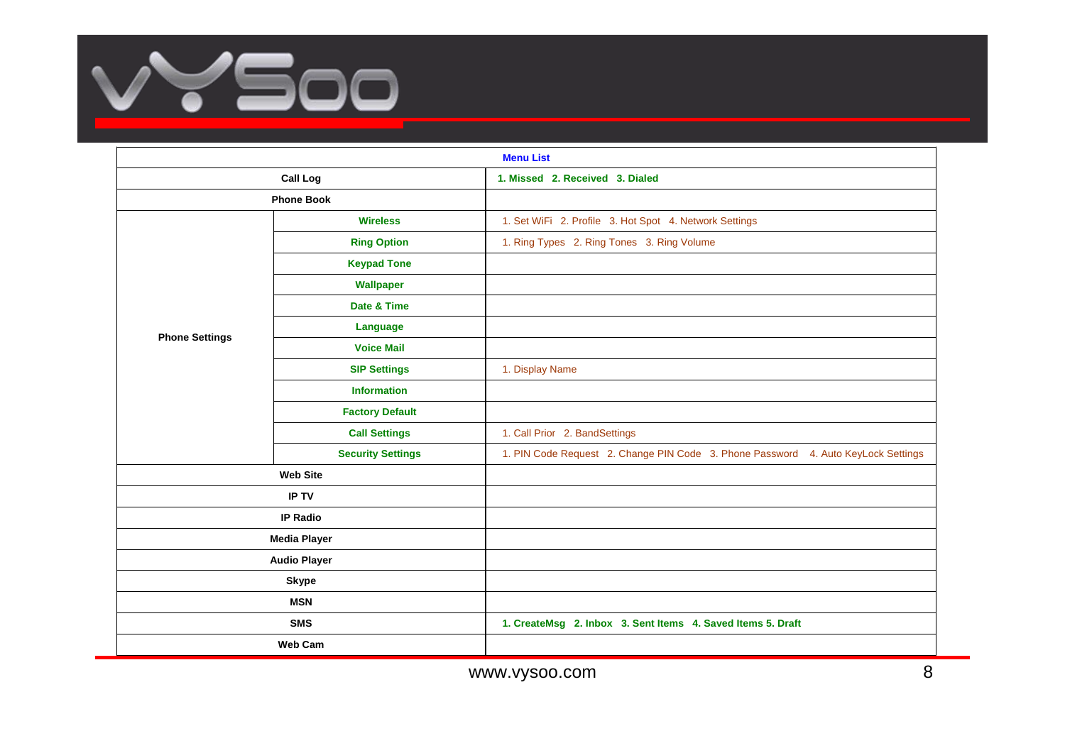| Menu List | | |
|---|---|---|
| **Call Log** | | **1. Missed 2. Received 3. Dialed** |
| **Phone Book** | | |
| **Phone Settings** | **Wireless** | 1. Set WiFi 2. Profile 3. Hot Spot 4. Network Settings |
| | **Ring Option** | 1. Ring Types 2. Ring Tones 3. Ring Volume |
| | **Keypad Tone** | |
| | **Wallpaper** | |
| | **Date & Time** | |
| | **Language** | |
| | **Voice Mail** | |
| | **SIP Settings** | 1. Display Name |
| | **Information** | |
| | **Factory Default** | |
| | **Call Settings** | 1. Call Prior 2. BandSettings |
| | **Security Settings** | 1. PIN Code Request 2. Change PIN Code 3. Phone Password 4. Auto KeyLock Settings |
| **Web Site** | | |
| **IP TV** | | |
| **IP Radio** | | |
| **Media Player** | | |
| **Audio Player** | | |
| **Skype** | | |
| **MSN** | | |
| **SMS** | | **1. CreateMsg 2. Inbox 3. Sent Items 4. Saved Items 5. Draft** |
| **Web Cam** | | |

www.vysoo.com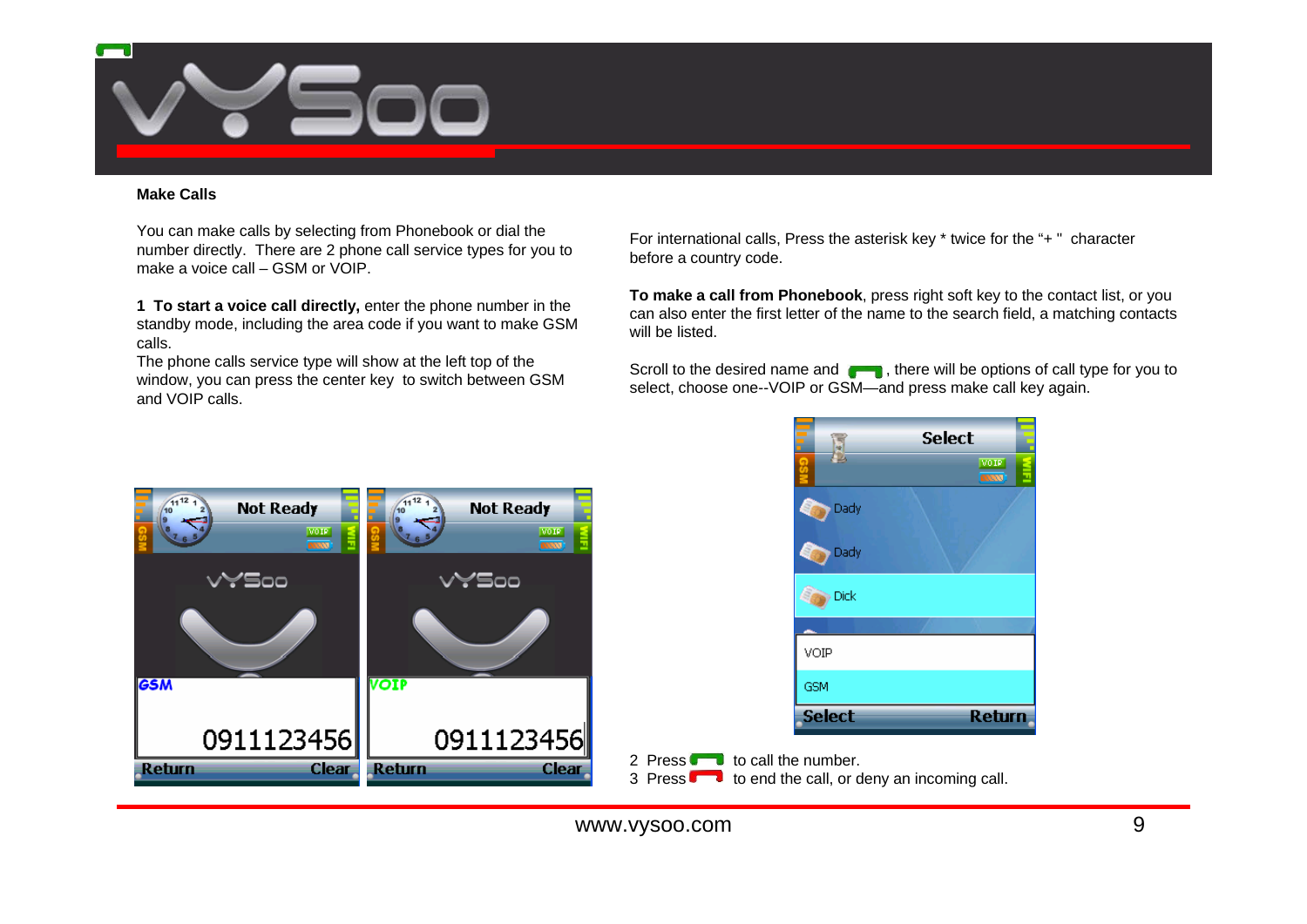## Make Calls

You can make calls by selecting from Phonebook or dial the number directly. There are 2 phone call service types for you to make a voice call – GSM or VOIP.

**1 To start a voice call directly,** enter the phone number in the standby mode, including the area code if you want to make GSM calls.
The phone calls service type will show at the left top of the window, you can press the center key to switch between GSM and VOIP calls.

For international calls, Press the asterisk key * twice for the "+ " character before a country code.

**To make a call from Phonebook**, press right soft key to the contact list, or you can also enter the first letter of the name to the search field, a matching contacts will be listed.

Scroll to the desired name and , there will be options of call type for you to select, choose one--VOIP or GSM—and press make call key again.

2 Press  to call the number.
3 Press  to end the call, or deny an incoming call.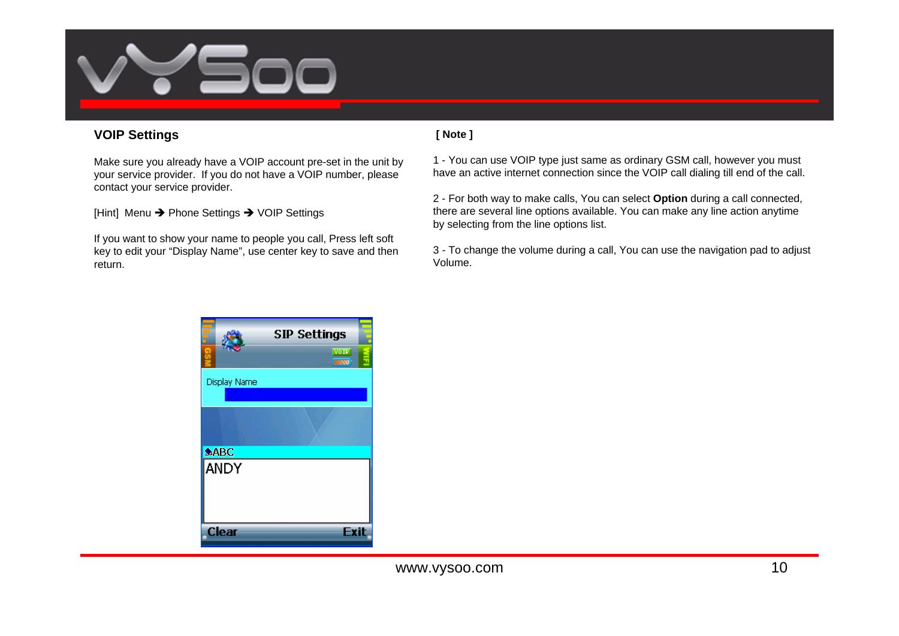## VOIP Settings

Make sure you already have a VOIP account pre-set in the unit by your service provider. If you do not have a VOIP number, please contact your service provider.

[Hint] Menu ➔ Phone Settings ➔ VOIP Settings

If you want to show your name to people you call, Press left soft key to edit your “Display Name”, use center key to save and then return.

**[ Note ]**

1 - You can use VOIP type just same as ordinary GSM call, however you must have an active internet connection since the VOIP call dialing till end of the call.

2 - For both way to make calls, You can select **Option** during a call connected, there are several line options available. You can make any line action anytime by selecting from the line options list.

3 - To change the volume during a call, You can use the navigation pad to adjust Volume.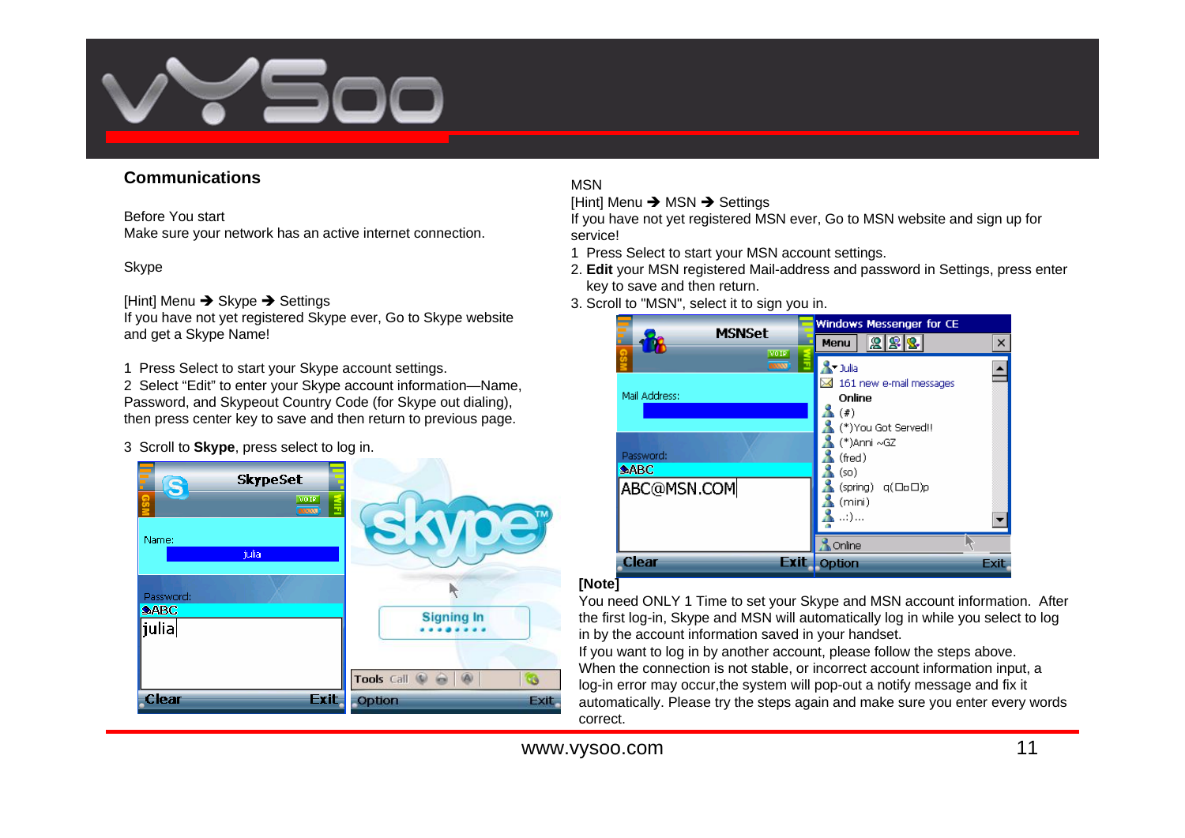## Communications

Before You start
Make sure your network has an active internet connection.

Skype

[Hint] Menu ➔ Skype ➔ Settings
If you have not yet registered Skype ever, Go to Skype website and get a Skype Name!

1 Press Select to start your Skype account settings.
2 Select “Edit” to enter your Skype account information—Name, Password, and Skypeout Country Code (for Skype out dialing), then press center key to save and then return to previous page.

3 Scroll to **Skype**, press select to log in.

MSN
[Hint] Menu ➔ MSN ➔ Settings
If you have not yet registered MSN ever, Go to MSN website and sign up for service!
1 Press Select to start your MSN account settings.
2. **Edit** your MSN registered Mail-address and password in Settings, press enter key to save and then return.
3. Scroll to "MSN", select it to sign you in.

**[Note]**
You need ONLY 1 Time to set your Skype and MSN account information. After the first log-in, Skype and MSN will automatically log in while you select to log in by the account information saved in your handset.
If you want to log in by another account, please follow the steps above.
When the connection is not stable, or incorrect account information input, a log-in error may occur,the system will pop-out a notify message and fix it automatically. Please try the steps again and make sure you enter every words correct.

www.vysoo.com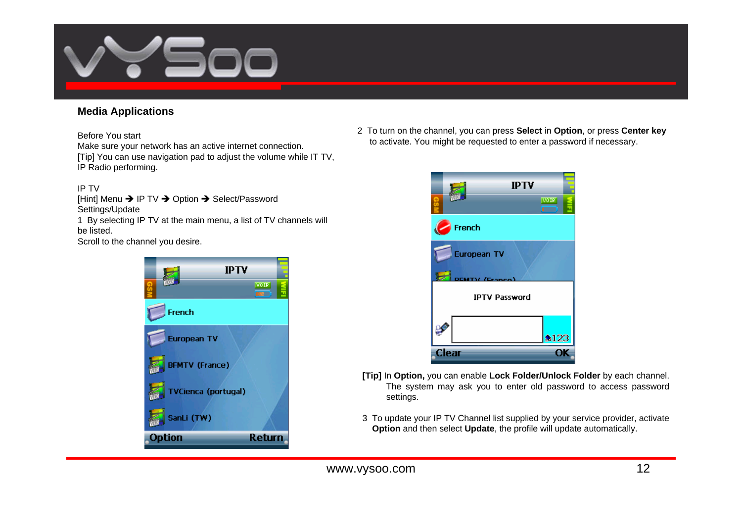## Media Applications

Before You start
Make sure your network has an active internet connection.
[Tip] You can use navigation pad to adjust the volume while IT TV, IP Radio performing.

IP TV
[Hint] Menu ➔ IP TV ➔ Option ➔ Select/Password Settings/Update

1 By selecting IP TV at the main menu, a list of TV channels will be listed.
Scroll to the channel you desire.

2 To turn on the channel, you can press **Select** in **Option**, or press **Center key** to activate. You might be requested to enter a password if necessary.

**[Tip]** In **Option,** you can enable **Lock Folder/Unlock Folder** by each channel. The system may ask you to enter old password to access password settings.

3 To update your IP TV Channel list supplied by your service provider, activate **Option** and then select **Update**, the profile will update automatically.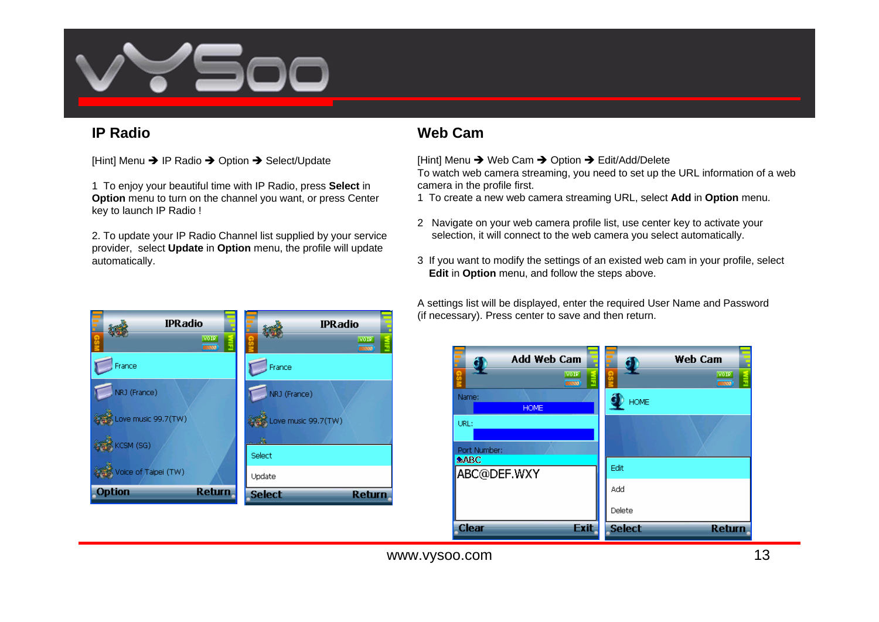## IP Radio

[Hint] Menu ➔ IP Radio ➔ Option ➔ Select/Update

1 To enjoy your beautiful time with IP Radio, press **Select** in **Option** menu to turn on the channel you want, or press Center key to launch IP Radio !

2. To update your IP Radio Channel list supplied by your service provider, select **Update** in **Option** menu, the profile will update automatically.

## Web Cam

[Hint] Menu ➔ Web Cam ➔ Option ➔ Edit/Add/Delete

To watch web camera streaming, you need to set up the URL information of a web camera in the profile first.

1 To create a new web camera streaming URL, select **Add** in **Option** menu.

2 Navigate on your web camera profile list, use center key to activate your selection, it will connect to the web camera you select automatically.

3 If you want to modify the settings of an existed web cam in your profile, select **Edit** in **Option** menu, and follow the steps above.

A settings list will be displayed, enter the required User Name and Password (if necessary). Press center to save and then return.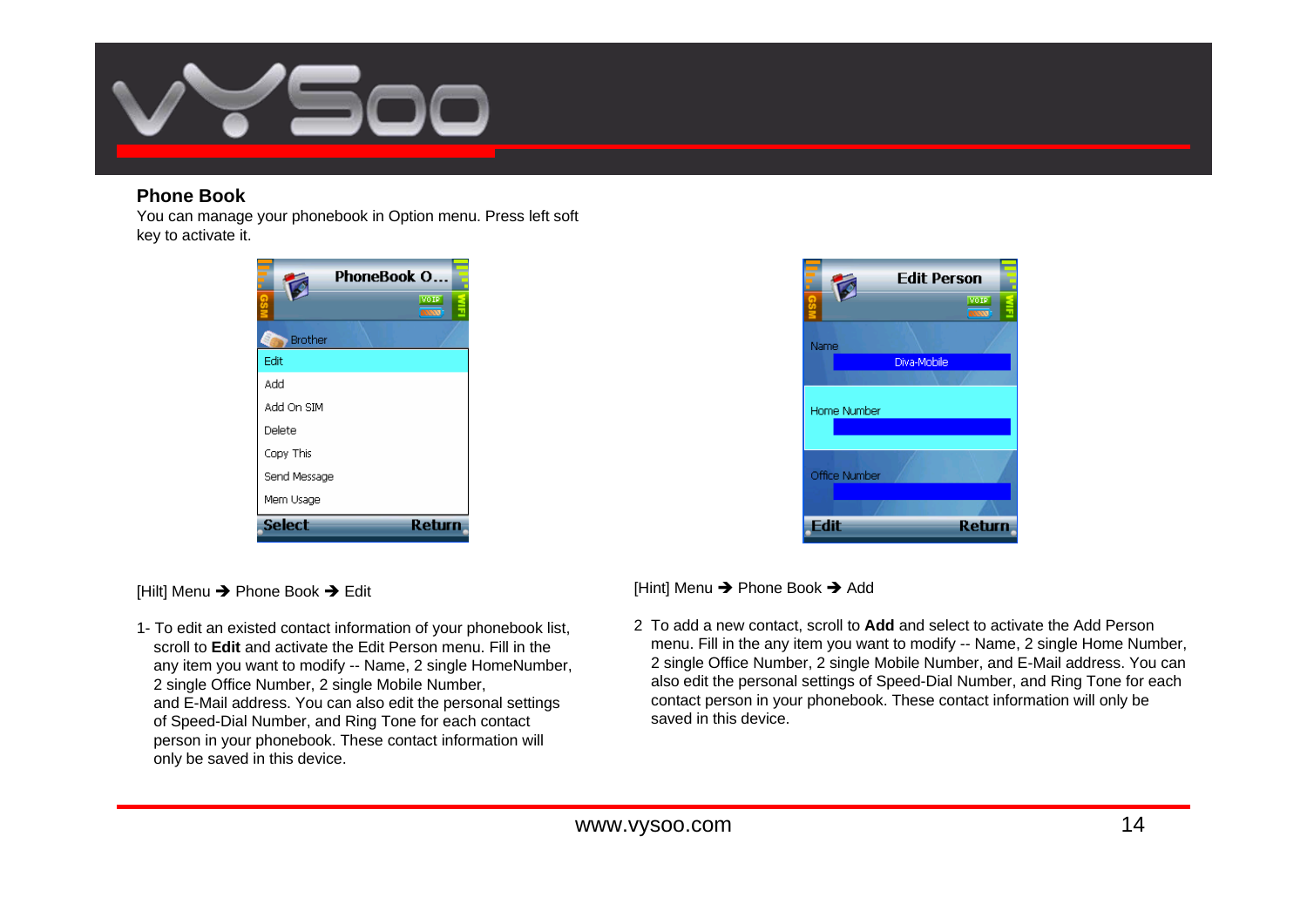## Phone Book

You can manage your phonebook in Option menu. Press left soft key to activate it.

[Hilt] Menu ➔ Phone Book ➔ Edit

1- To edit an existed contact information of your phonebook list, scroll to **Edit** and activate the Edit Person menu. Fill in the any item you want to modify -- Name, 2 single HomeNumber, 2 single Office Number, 2 single Mobile Number, and E-Mail address. You can also edit the personal settings of Speed-Dial Number, and Ring Tone for each contact person in your phonebook. These contact information will only be saved in this device.

[Hint] Menu ➔ Phone Book ➔ Add

2 To add a new contact, scroll to **Add** and select to activate the Add Person menu. Fill in the any item you want to modify -- Name, 2 single Home Number, 2 single Office Number, 2 single Mobile Number, and E-Mail address. You can also edit the personal settings of Speed-Dial Number, and Ring Tone for each contact person in your phonebook. These contact information will only be saved in this device.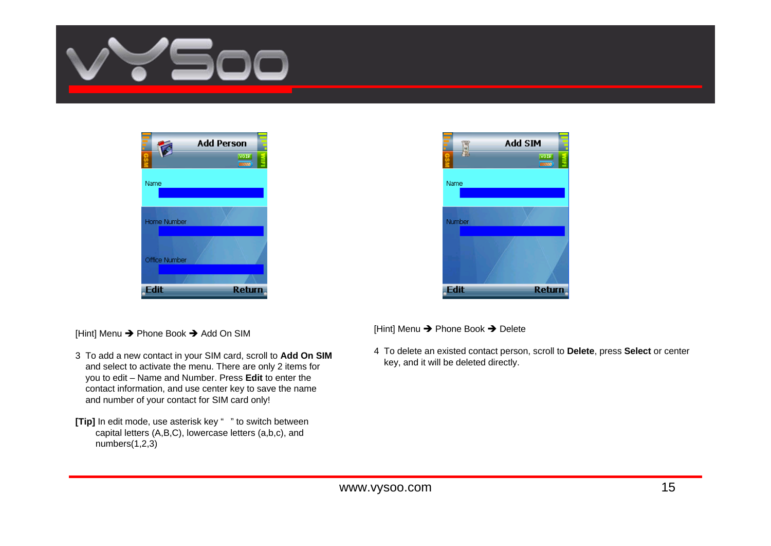[Hint] Menu ➔ Phone Book ➔ Add On SIM

3 To add a new contact in your SIM card, scroll to **Add On SIM** and select to activate the menu. There are only 2 items for you to edit – Name and Number. Press **Edit** to enter the contact information, and use center key to save the name and number of your contact for SIM card only!

**[Tip]** In edit mode, use asterisk key " " to switch between capital letters (A,B,C), lowercase letters (a,b,c), and numbers(1,2,3)

[Hint] Menu ➔ Phone Book ➔ Delete

4 To delete an existed contact person, scroll to **Delete**, press **Select** or center key, and it will be deleted directly.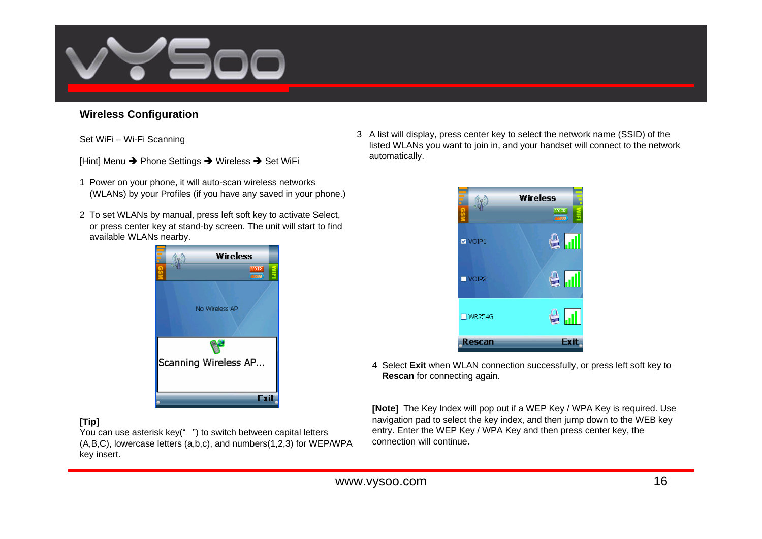## Wireless Configuration

Set WiFi – Wi-Fi Scanning

[Hint] Menu ➔ Phone Settings ➔ Wireless ➔ Set WiFi

1. Power on your phone, it will auto-scan wireless networks (WLANs) by your Profiles (if you have any saved in your phone.)
2. To set WLANs by manual, press left soft key to activate Select, or press center key at stand-by screen. The unit will start to find available WLANs nearby.

**[Tip]**
You can use asterisk key(" ") to switch between capital letters (A,B,C), lowercase letters (a,b,c), and numbers(1,2,3) for WEP/WPA key insert.

3. A list will display, press center key to select the network name (SSID) of the listed WLANs you want to join in, and your handset will connect to the network automatically.
4. Select **Exit** when WLAN connection successfully, or press left soft key to **Rescan** for connecting again.

**[Note]** The Key Index will pop out if a WEP Key / WPA Key is required. Use navigation pad to select the key index, and then jump down to the WEB key entry. Enter the WEP Key / WPA Key and then press center key, the connection will continue.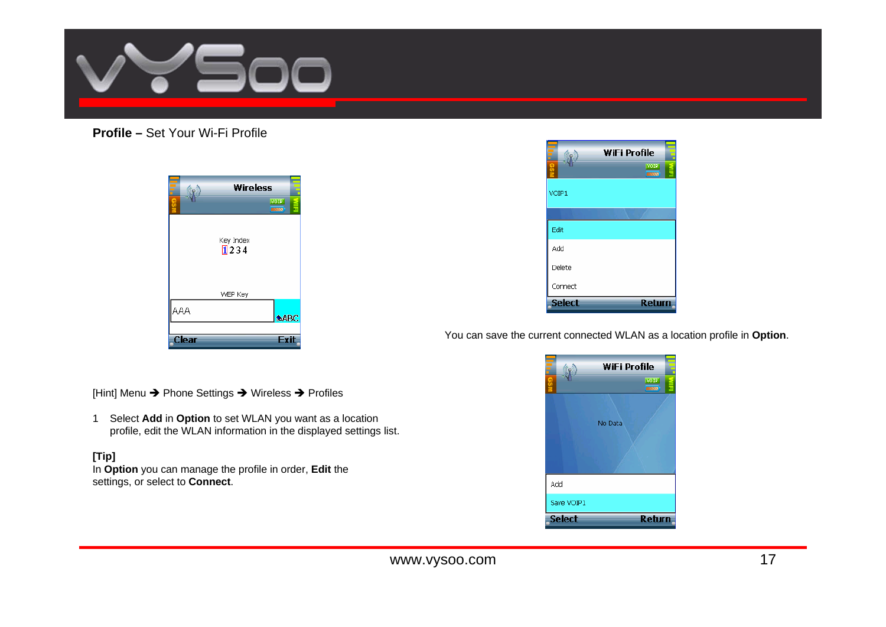**Profile –** Set Your Wi-Fi Profile

[Hint] Menu ➔ Phone Settings ➔ Wireless ➔ Profiles

1 Select **Add** in **Option** to set WLAN you want as a location profile, edit the WLAN information in the displayed settings list.

**[Tip]**
In **Option** you can manage the profile in order, **Edit** the settings, or select to **Connect**.

You can save the current connected WLAN as a location profile in **Option**.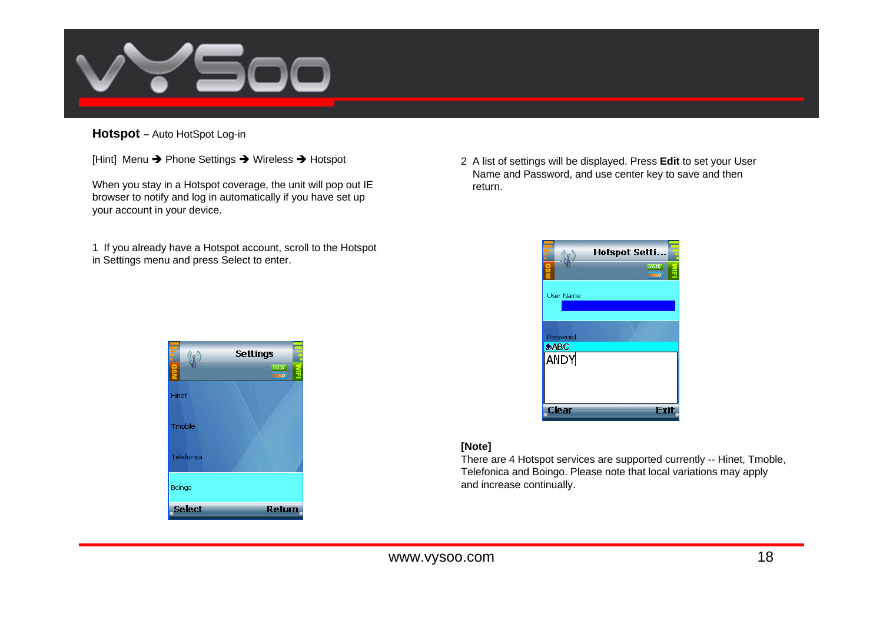**Hotspot** – Auto HotSpot Log-in

[Hint] Menu ➔ Phone Settings ➔ Wireless ➔ Hotspot

When you stay in a Hotspot coverage, the unit will pop out IE browser to notify and log in automatically if you have set up your account in your device.

1 If you already have a Hotspot account, scroll to the Hotspot in Settings menu and press Select to enter.

2 A list of settings will be displayed. Press **Edit** to set your User Name and Password, and use center key to save and then return.

**[Note]**
There are 4 Hotspot services are supported currently -- Hinet, Tmoble, Telefonica and Boingo. Please note that local variations may apply and increase continually.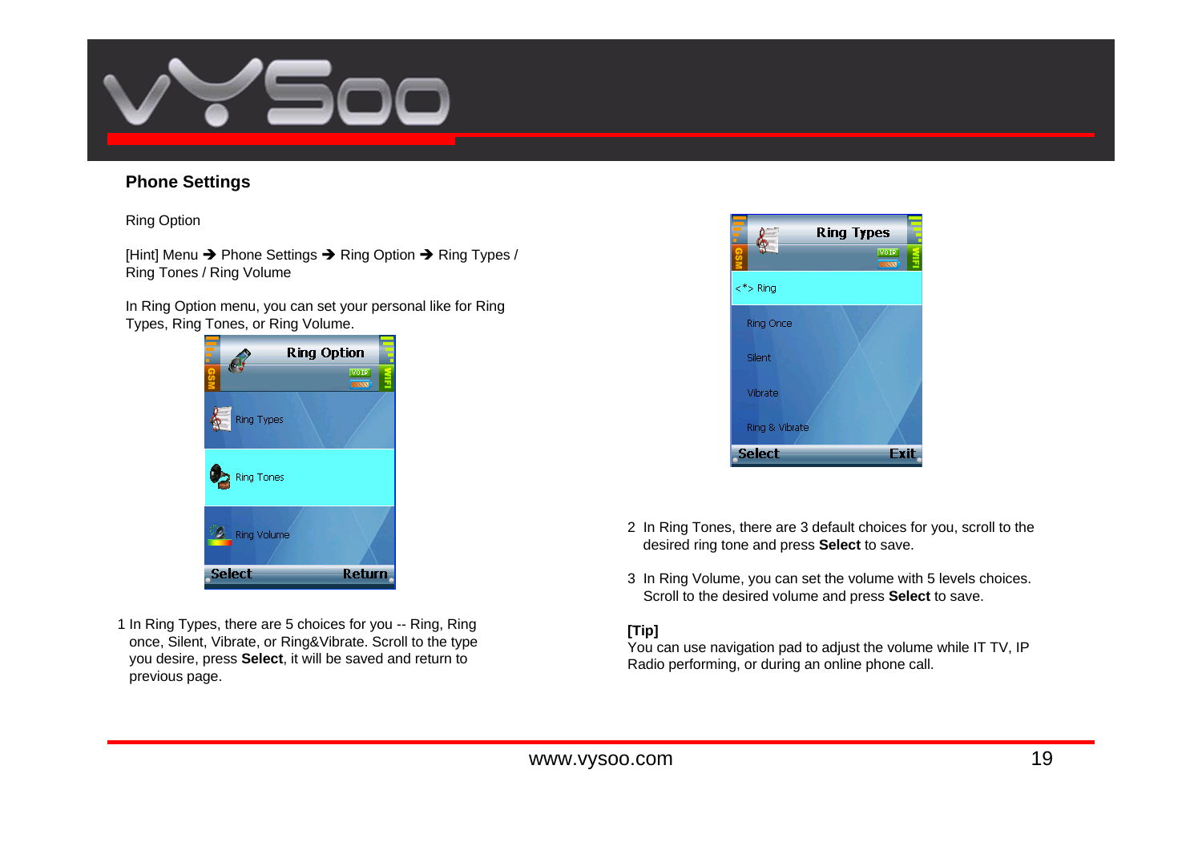## Phone Settings

Ring Option

[Hint] Menu ➔ Phone Settings ➔ Ring Option ➔ Ring Types / Ring Tones / Ring Volume

In Ring Option menu, you can set your personal like for Ring Types, Ring Tones, or Ring Volume.

1 In Ring Types, there are 5 choices for you -- Ring, Ring once, Silent, Vibrate, or Ring&Vibrate. Scroll to the type you desire, press **Select**, it will be saved and return to previous page.

2 In Ring Tones, there are 3 default choices for you, scroll to the desired ring tone and press **Select** to save.

3 In Ring Volume, you can set the volume with 5 levels choices. Scroll to the desired volume and press **Select** to save.

**[Tip]**
You can use navigation pad to adjust the volume while IT TV, IP Radio performing, or during an online phone call.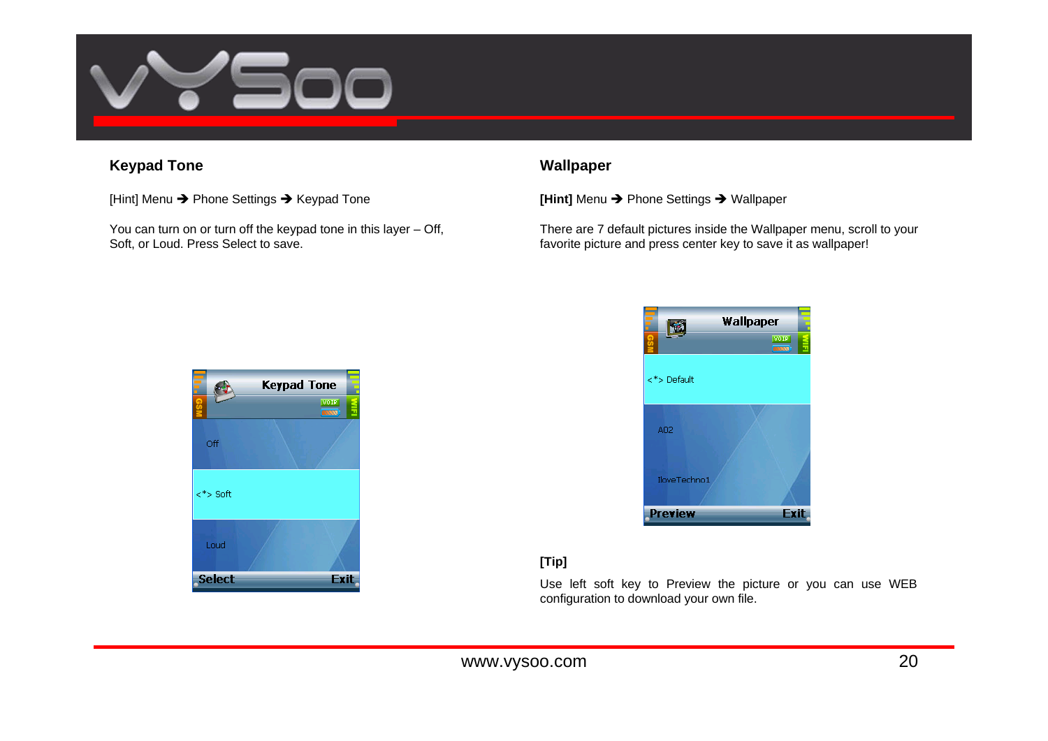## Keypad Tone

[Hint] Menu ➔ Phone Settings ➔ Keypad Tone

You can turn on or turn off the keypad tone in this layer – Off, Soft, or Loud. Press Select to save.

## Wallpaper

**[Hint]** Menu ➔ Phone Settings ➔ Wallpaper

There are 7 default pictures inside the Wallpaper menu, scroll to your favorite picture and press center key to save it as wallpaper!

**[Tip]**

Use left soft key to Preview the picture or you can use WEB configuration to download your own file.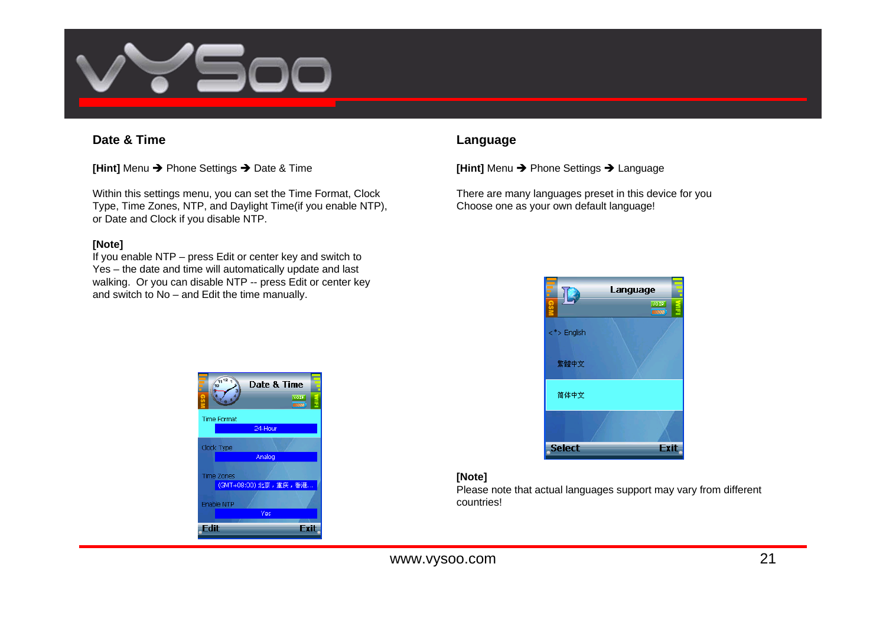## Date & Time

**[Hint]** Menu ➔ Phone Settings ➔ Date & Time

Within this settings menu, you can set the Time Format, Clock Type, Time Zones, NTP, and Daylight Time(if you enable NTP), or Date and Clock if you disable NTP.

**[Note]**
If you enable NTP – press Edit or center key and switch to Yes – the date and time will automatically update and last walking. Or you can disable NTP -- press Edit or center key and switch to No – and Edit the time manually.

## Language

**[Hint]** Menu ➔ Phone Settings ➔ Language

There are many languages preset in this device for you
Choose one as your own default language!

**[Note]**
Please note that actual languages support may vary from different countries!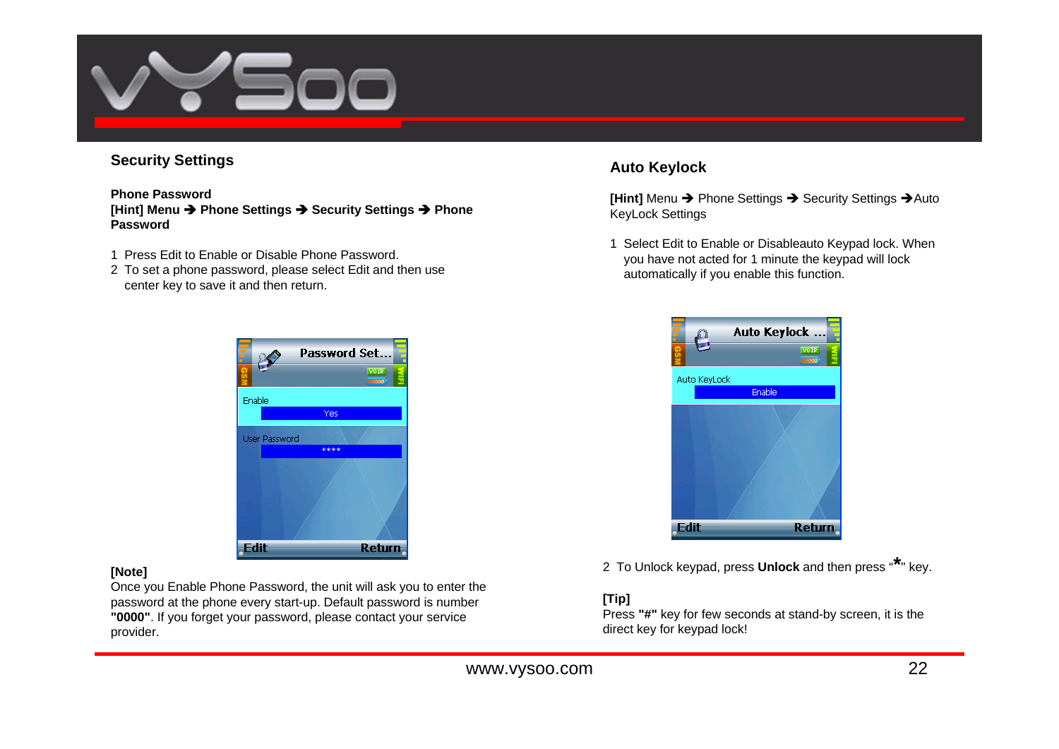## Security Settings

**Phone Password**
**[Hint] Menu ➔ Phone Settings ➔ Security Settings ➔ Phone Password**

1 Press Edit to Enable or Disable Phone Password.
2 To set a phone password, please select Edit and then use center key to save it and then return.

**[Note]**
Once you Enable Phone Password, the unit will ask you to enter the password at the phone every start-up. Default password is number **"0000"**. If you forget your password, please contact your service provider.

## Auto Keylock

**[Hint]** Menu ➔ Phone Settings ➔ Security Settings ➔Auto KeyLock Settings

1 Select Edit to Enable or Disableauto Keypad lock. When you have not acted for 1 minute the keypad will lock automatically if you enable this function.

2 To Unlock keypad, press **Unlock** and then press "*" key.

**[Tip]**
Press **"#"** key for few seconds at stand-by screen, it is the direct key for keypad lock!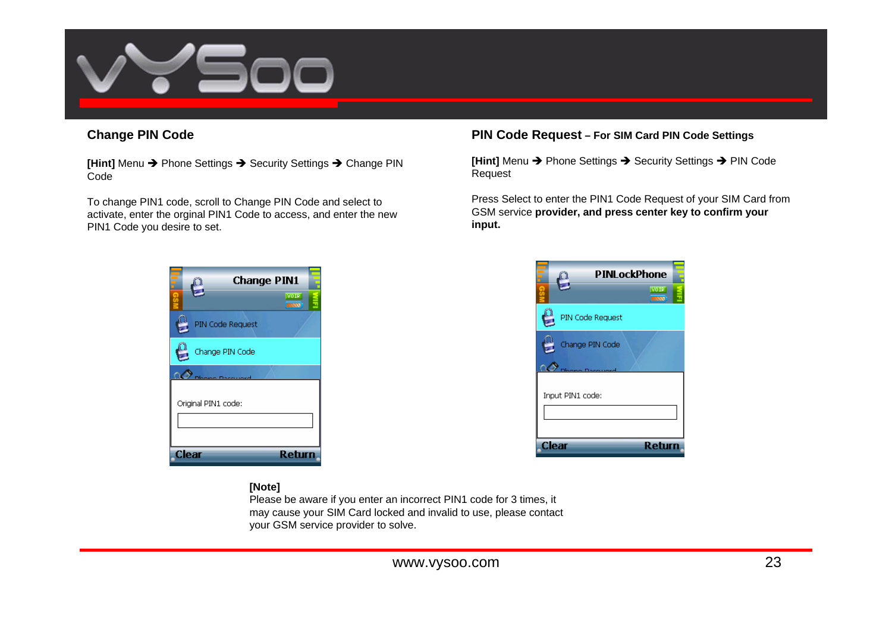## Change PIN Code

**[Hint]** Menu ➔ Phone Settings ➔ Security Settings ➔ Change PIN Code

To change PIN1 code, scroll to Change PIN Code and select to activate, enter the orginal PIN1 Code to access, and enter the new PIN1 Code you desire to set.

## PIN Code Request – For SIM Card PIN Code Settings

**[Hint]** Menu ➔ Phone Settings ➔ Security Settings ➔ PIN Code Request

Press Select to enter the PIN1 Code Request of your SIM Card from GSM service **provider, and press center key to confirm your input.**

**[Note]**
Please be aware if you enter an incorrect PIN1 code for 3 times, it may cause your SIM Card locked and invalid to use, please contact your GSM service provider to solve.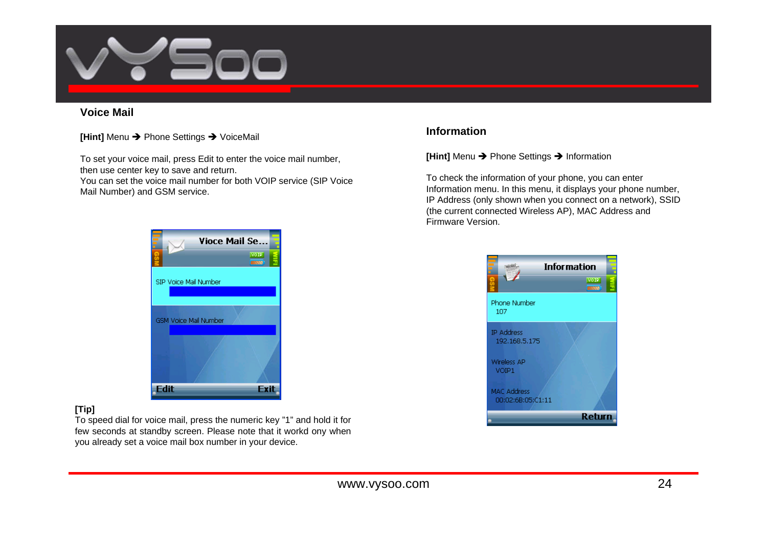## Voice Mail

**[Hint]** Menu ➔ Phone Settings ➔ VoiceMail

To set your voice mail, press Edit to enter the voice mail number, then use center key to save and return.
You can set the voice mail number for both VOIP service (SIP Voice Mail Number) and GSM service.

**[Tip]**
To speed dial for voice mail, press the numeric key "1" and hold it for few seconds at standby screen. Please note that it workd ony when you already set a voice mail box number in your device.

## Information

**[Hint]** Menu ➔ Phone Settings ➔ Information

To check the information of your phone, you can enter Information menu. In this menu, it displays your phone number, IP Address (only shown when you connect on a network), SSID (the current connected Wireless AP), MAC Address and Firmware Version.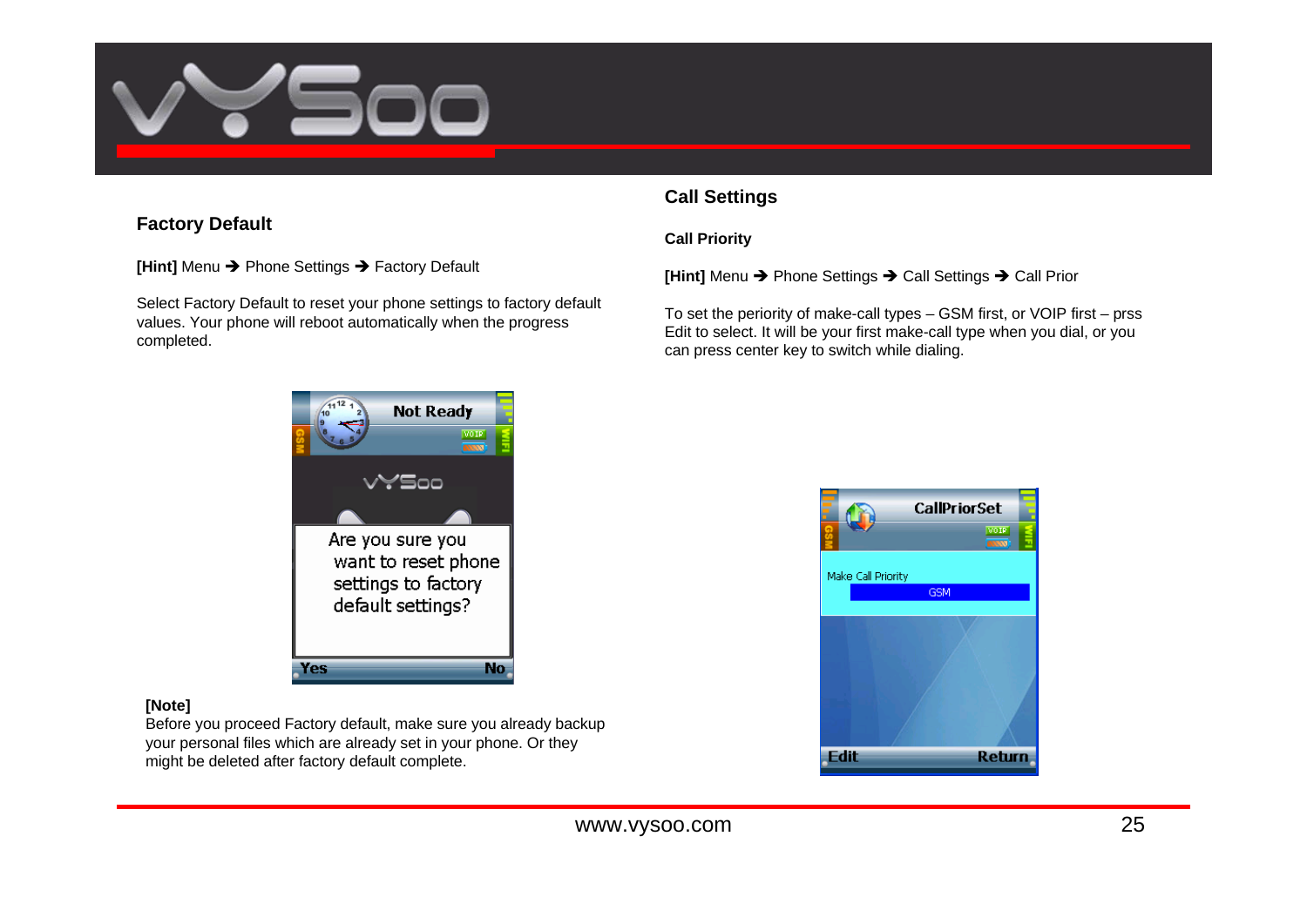## Factory Default

**[Hint]** Menu ➔ Phone Settings ➔ Factory Default

Select Factory Default to reset your phone settings to factory default values. Your phone will reboot automatically when the progress completed.

**[Note]**
Before you proceed Factory default, make sure you already backup your personal files which are already set in your phone. Or they might be deleted after factory default complete.

## Call Settings

### Call Priority

**[Hint]** Menu ➔ Phone Settings ➔ Call Settings ➔ Call Prior

To set the periority of make-call types – GSM first, or VOIP first – prss Edit to select. It will be your first make-call type when you dial, or you can press center key to switch while dialing.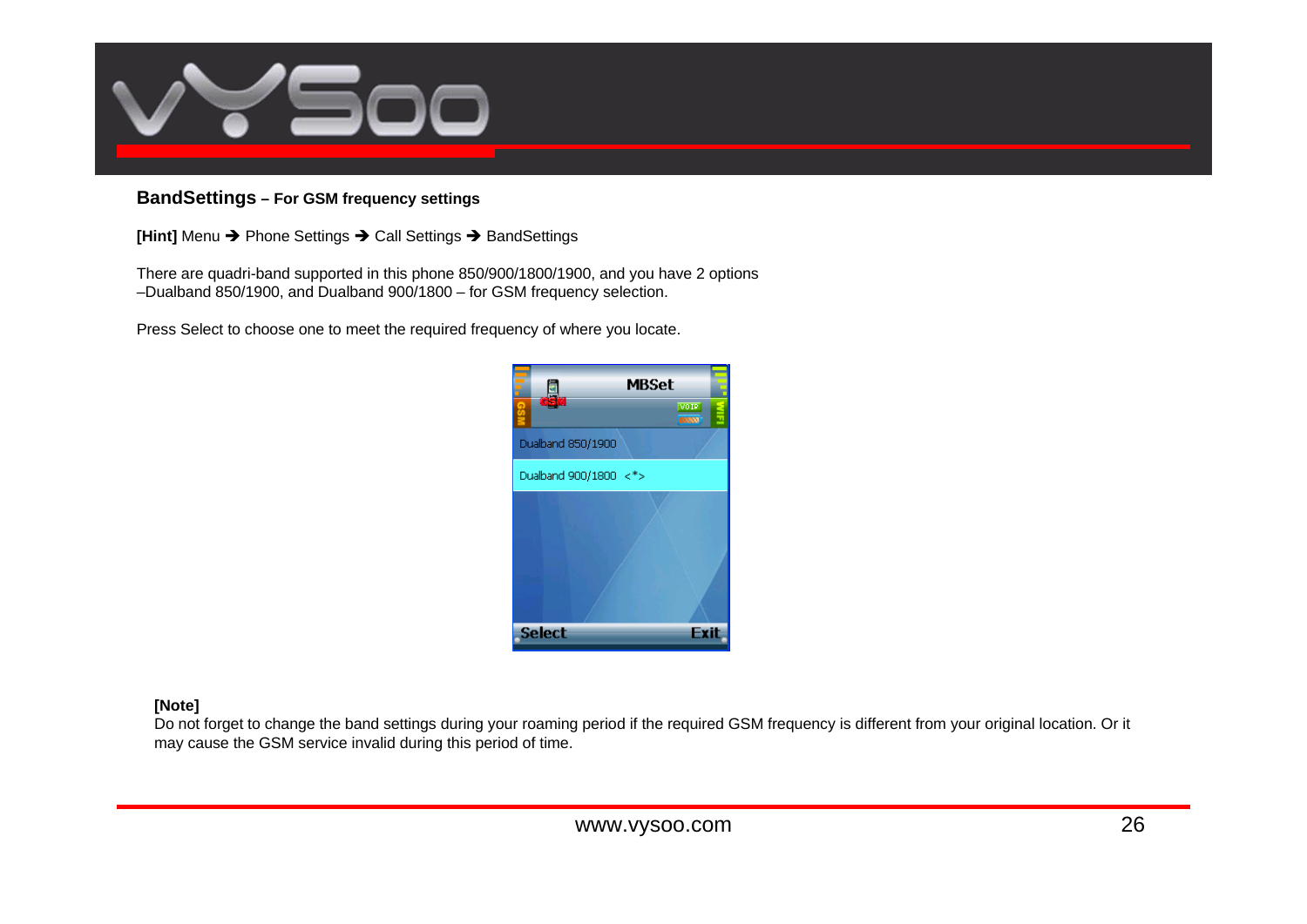## BandSettings – For GSM frequency settings

**[Hint]** Menu ➔ Phone Settings ➔ Call Settings ➔ BandSettings

There are quadri-band supported in this phone 850/900/1800/1900, and you have 2 options –Dualband 850/1900, and Dualband 900/1800 – for GSM frequency selection.

Press Select to choose one to meet the required frequency of where you locate.

**[Note]**
Do not forget to change the band settings during your roaming period if the required GSM frequency is different from your original location. Or it may cause the GSM service invalid during this period of time.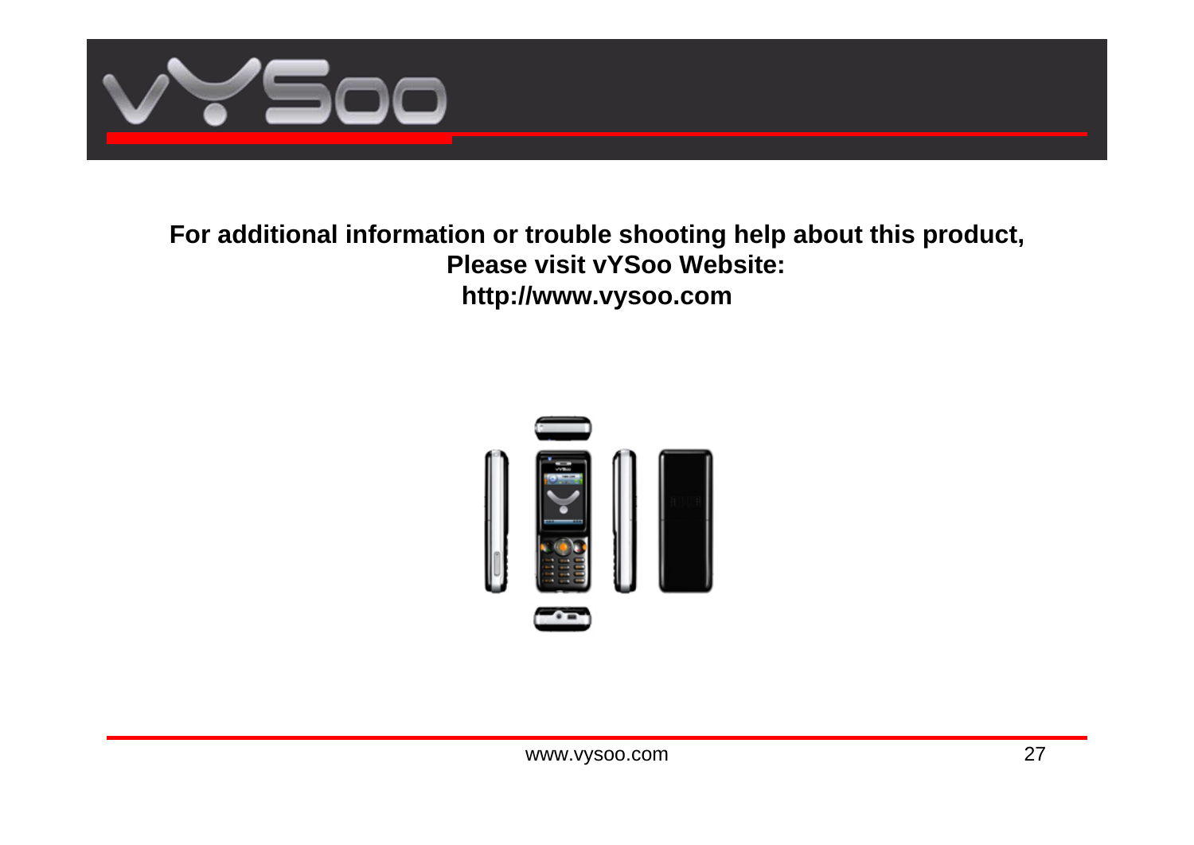**For additional information or trouble shooting help about this product,**
**Please visit vYSoo Website:**
**http://www.vysoo.com**